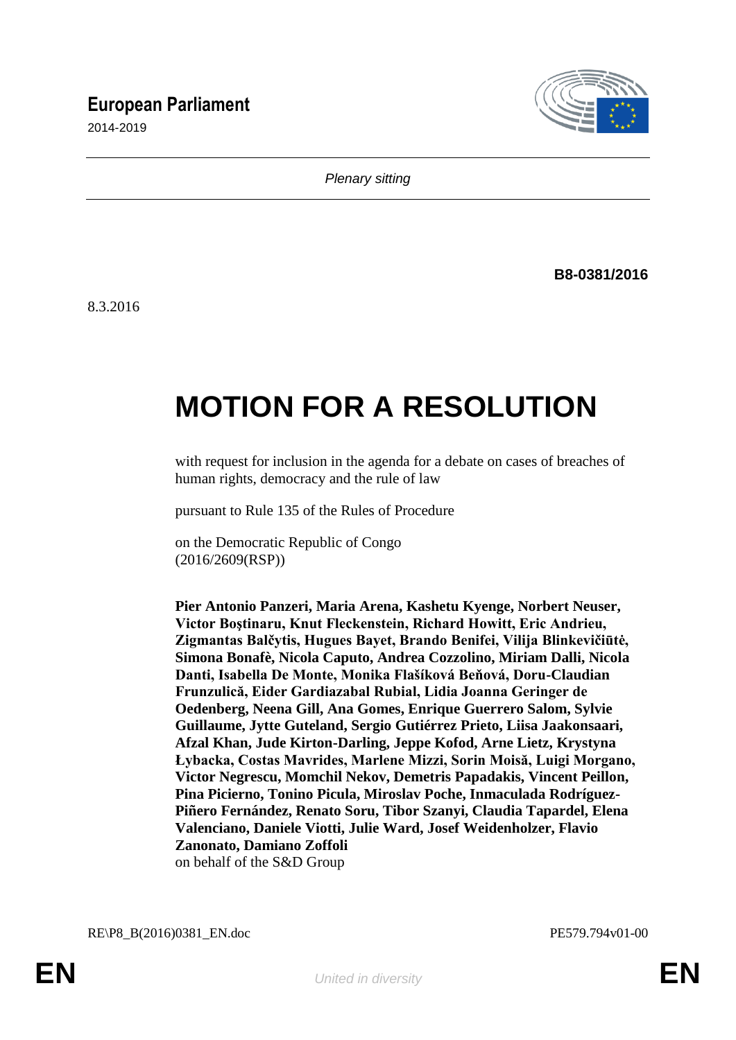**European Parliament**

2014-2019

*Plenary sitting*

**B8-0381/2016**

8.3.2016

# MOTION FOR A RESOLUTION

with request for inclusion in the agenda for a debate on cases of breaches of human rights, democracy and the rule of law

pursuant to Rule 135 of the Rules of Procedure

on the Democratic Republic of Congo
(2016/2609(RSP))

**Pier Antonio Panzeri, Maria Arena, Kashetu Kyenge, Norbert Neuser, Victor Boştinaru, Knut Fleckenstein, Richard Howitt, Eric Andrieu, Zigmantas Balčytis, Hugues Bayet, Brando Benifei, Vilija Blinkevičiūtė, Simona Bonafè, Nicola Caputo, Andrea Cozzolino, Miriam Dalli, Nicola Danti, Isabella De Monte, Monika Flašíková Beňová, Doru-Claudian Frunzulică, Eider Gardiazabal Rubial, Lidia Joanna Geringer de Oedenberg, Neena Gill, Ana Gomes, Enrique Guerrero Salom, Sylvie Guillaume, Jytte Guteland, Sergio Gutiérrez Prieto, Liisa Jaakonsaari, Afzal Khan, Jude Kirton-Darling, Jeppe Kofod, Arne Lietz, Krystyna Łybacka, Costas Mavrides, Marlene Mizzi, Sorin Moisă, Luigi Morgano, Victor Negrescu, Momchil Nekov, Demetris Papadakis, Vincent Peillon, Pina Picierno, Tonino Picula, Miroslav Poche, Inmaculada Rodríguez-Piñero Fernández, Renato Soru, Tibor Szanyi, Claudia Tapardel, Elena Valenciano, Daniele Viotti, Julie Ward, Josef Weidenholzer, Flavio Zanonato, Damiano Zoffoli**
on behalf of the S&D Group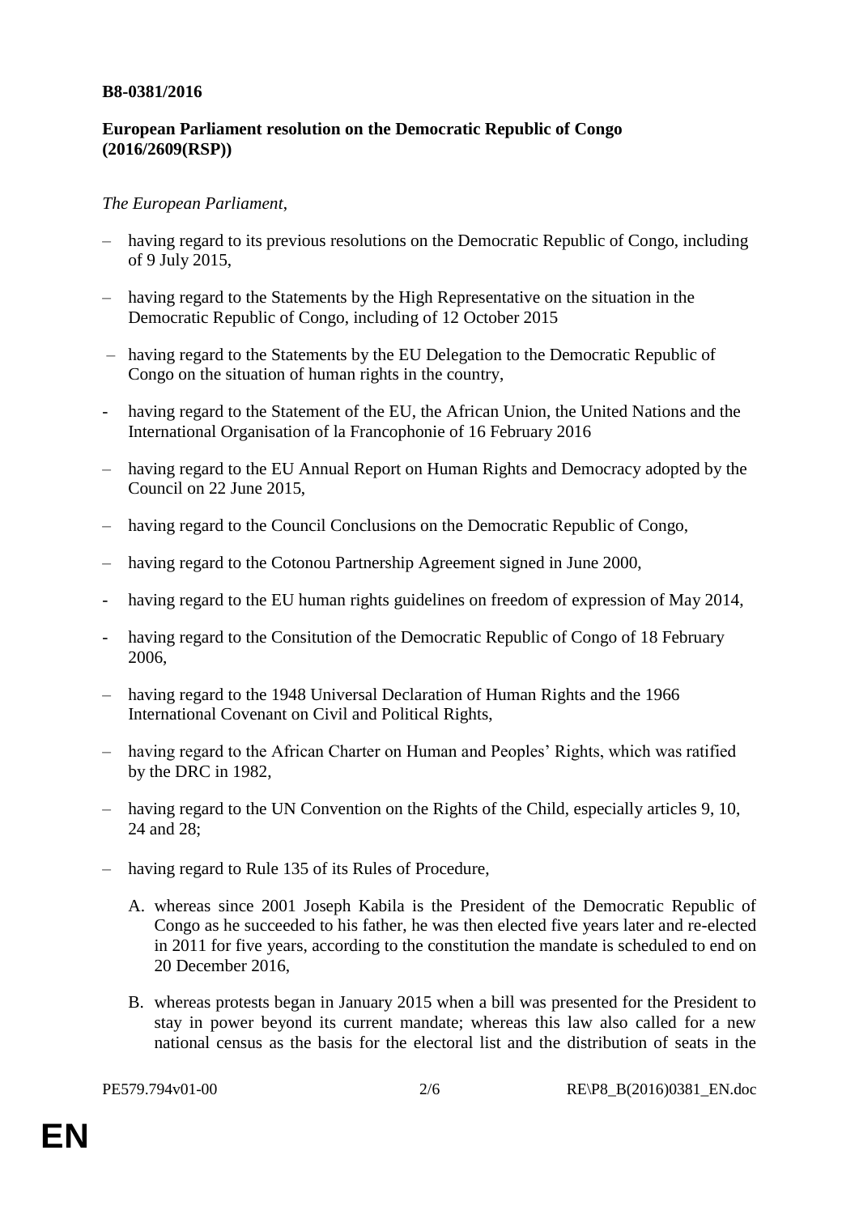**B8-0381/2016**

**European Parliament resolution on the Democratic Republic of Congo (2016/2609(RSP))**

*The European Parliament*,

– having regard to its previous resolutions on the Democratic Republic of Congo, including of 9 July 2015,

– having regard to the Statements by the High Representative on the situation in the Democratic Republic of Congo, including of 12 October 2015

– having regard to the Statements by the EU Delegation to the Democratic Republic of Congo on the situation of human rights in the country,

- having regard to the Statement of the EU, the African Union, the United Nations and the International Organisation of la Francophonie of 16 February 2016

– having regard to the EU Annual Report on Human Rights and Democracy adopted by the Council on 22 June 2015,

– having regard to the Council Conclusions on the Democratic Republic of Congo,

– having regard to the Cotonou Partnership Agreement signed in June 2000,

- having regard to the EU human rights guidelines on freedom of expression of May 2014,

- having regard to the Consitution of the Democratic Republic of Congo of 18 February 2006,

– having regard to the 1948 Universal Declaration of Human Rights and the 1966 International Covenant on Civil and Political Rights,

– having regard to the African Charter on Human and Peoples' Rights, which was ratified by the DRC in 1982,

– having regard to the UN Convention on the Rights of the Child, especially articles 9, 10, 24 and 28;

– having regard to Rule 135 of its Rules of Procedure,

A. whereas since 2001 Joseph Kabila is the President of the Democratic Republic of Congo as he succeeded to his father, he was then elected five years later and re-elected in 2011 for five years, according to the constitution the mandate is scheduled to end on 20 December 2016,

B. whereas protests began in January 2015 when a bill was presented for the President to stay in power beyond its current mandate; whereas this law also called for a new national census as the basis for the electoral list and the distribution of seats in the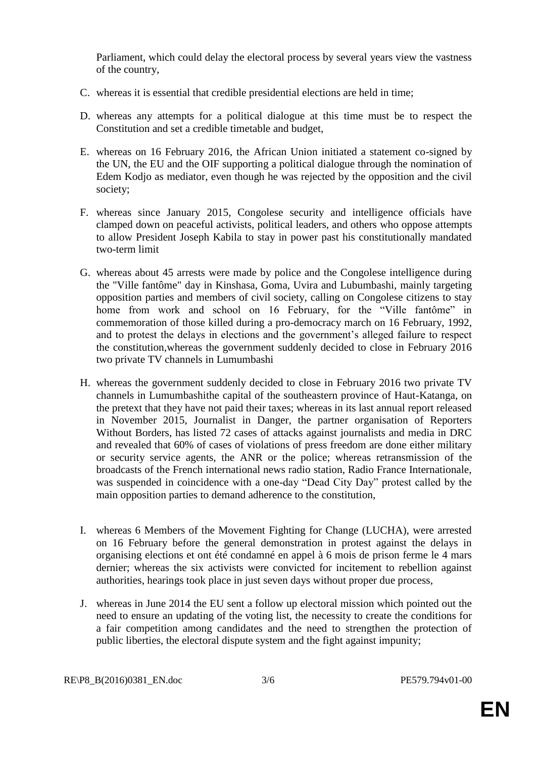Parliament, which could delay the electoral process by several years view the vastness of the country,

C. whereas it is essential that credible presidential elections are held in time;

D. whereas any attempts for a political dialogue at this time must be to respect the Constitution and set a credible timetable and budget,

E. whereas on 16 February 2016, the African Union initiated a statement co-signed by the UN, the EU and the OIF supporting a political dialogue through the nomination of Edem Kodjo as mediator, even though he was rejected by the opposition and the civil society;

F. whereas since January 2015, Congolese security and intelligence officials have clamped down on peaceful activists, political leaders, and others who oppose attempts to allow President Joseph Kabila to stay in power past his constitutionally mandated two-term limit

G. whereas about 45 arrests were made by police and the Congolese intelligence during the "Ville fantôme" day in Kinshasa, Goma, Uvira and Lubumbashi, mainly targeting opposition parties and members of civil society, calling on Congolese citizens to stay home from work and school on 16 February, for the "Ville fantôme" in commemoration of those killed during a pro-democracy march on 16 February, 1992, and to protest the delays in elections and the government's alleged failure to respect the constitution,whereas the government suddenly decided to close in February 2016 two private TV channels in Lumumbashi

H. whereas the government suddenly decided to close in February 2016 two private TV channels in Lumumbashithe capital of the southeastern province of Haut-Katanga, on the pretext that they have not paid their taxes; whereas in its last annual report released in November 2015, Journalist in Danger, the partner organisation of Reporters Without Borders, has listed 72 cases of attacks against journalists and media in DRC and revealed that 60% of cases of violations of press freedom are done either military or security service agents, the ANR or the police; whereas retransmission of the broadcasts of the French international news radio station, Radio France Internationale, was suspended in coincidence with a one-day "Dead City Day" protest called by the main opposition parties to demand adherence to the constitution,

I. whereas 6 Members of the Movement Fighting for Change (LUCHA), were arrested on 16 February before the general demonstration in protest against the delays in organising elections et ont été condamné en appel à 6 mois de prison ferme le 4 mars dernier; whereas the six activists were convicted for incitement to rebellion against authorities, hearings took place in just seven days without proper due process,

J. whereas in June 2014 the EU sent a follow up electoral mission which pointed out the need to ensure an updating of the voting list, the necessity to create the conditions for a fair competition among candidates and the need to strengthen the protection of public liberties, the electoral dispute system and the fight against impunity;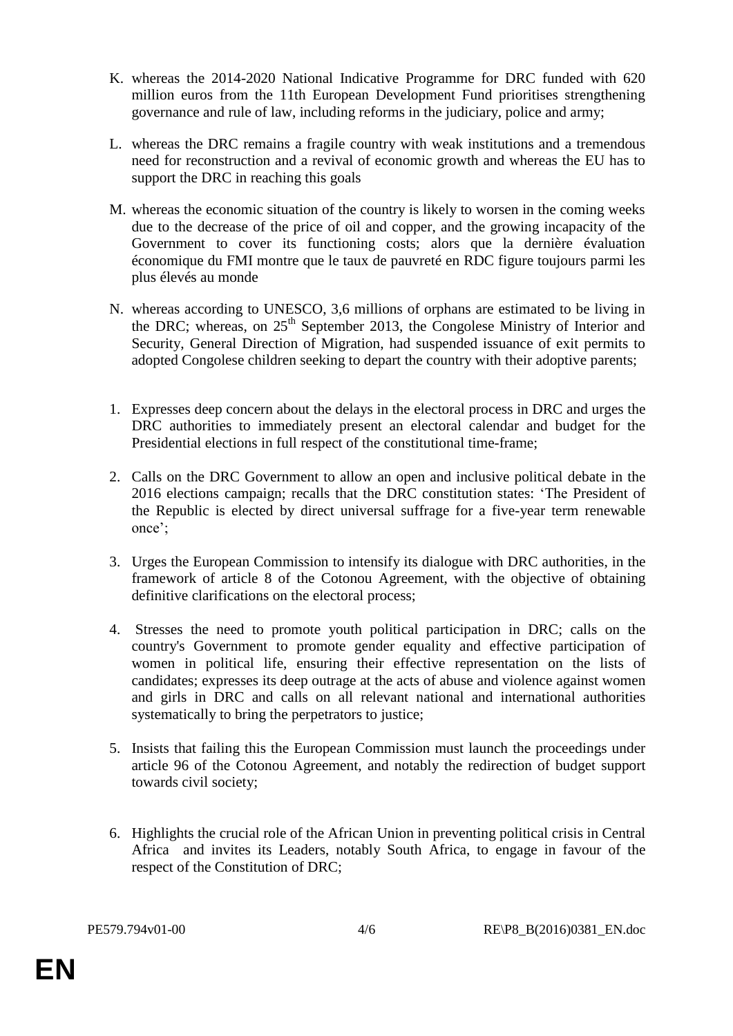K. whereas the 2014-2020 National Indicative Programme for DRC funded with 620 million euros from the 11th European Development Fund prioritises strengthening governance and rule of law, including reforms in the judiciary, police and army;

L. whereas the DRC remains a fragile country with weak institutions and a tremendous need for reconstruction and a revival of economic growth and whereas the EU has to support the DRC in reaching this goals

M. whereas the economic situation of the country is likely to worsen in the coming weeks due to the decrease of the price of oil and copper, and the growing incapacity of the Government to cover its functioning costs; alors que la dernière évaluation économique du FMI montre que le taux de pauvreté en RDC figure toujours parmi les plus élevés au monde

N. whereas according to UNESCO, 3,6 millions of orphans are estimated to be living in the DRC; whereas, on 25th September 2013, the Congolese Ministry of Interior and Security, General Direction of Migration, had suspended issuance of exit permits to adopted Congolese children seeking to depart the country with their adoptive parents;

1. Expresses deep concern about the delays in the electoral process in DRC and urges the DRC authorities to immediately present an electoral calendar and budget for the Presidential elections in full respect of the constitutional time-frame;

2. Calls on the DRC Government to allow an open and inclusive political debate in the 2016 elections campaign; recalls that the DRC constitution states: 'The President of the Republic is elected by direct universal suffrage for a five-year term renewable once';

3. Urges the European Commission to intensify its dialogue with DRC authorities, in the framework of article 8 of the Cotonou Agreement, with the objective of obtaining definitive clarifications on the electoral process;

4. Stresses the need to promote youth political participation in DRC; calls on the country's Government to promote gender equality and effective participation of women in political life, ensuring their effective representation on the lists of candidates; expresses its deep outrage at the acts of abuse and violence against women and girls in DRC and calls on all relevant national and international authorities systematically to bring the perpetrators to justice;

5. Insists that failing this the European Commission must launch the proceedings under article 96 of the Cotonou Agreement, and notably the redirection of budget support towards civil society;

6. Highlights the crucial role of the African Union in preventing political crisis in Central Africa and invites its Leaders, notably South Africa, to engage in favour of the respect of the Constitution of DRC;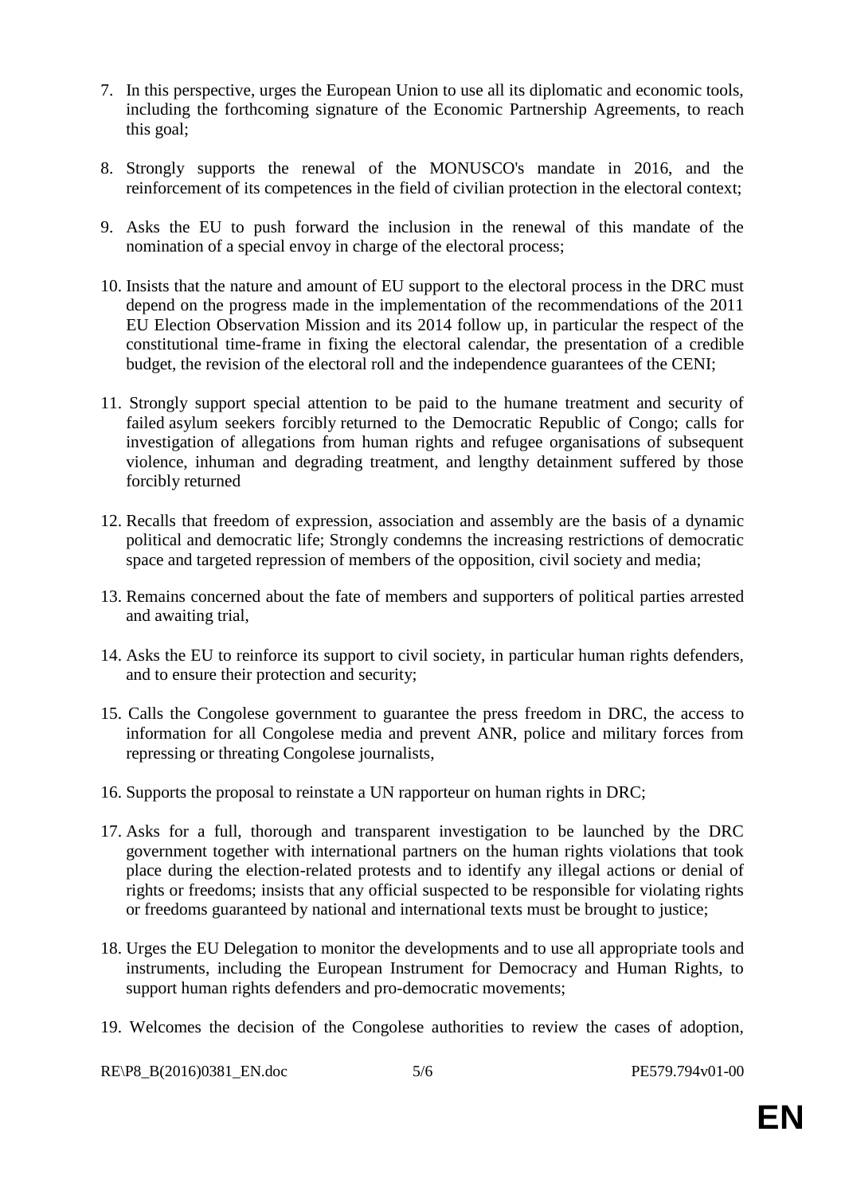7. In this perspective, urges the European Union to use all its diplomatic and economic tools, including the forthcoming signature of the Economic Partnership Agreements, to reach this goal;

8. Strongly supports the renewal of the MONUSCO's mandate in 2016, and the reinforcement of its competences in the field of civilian protection in the electoral context;

9. Asks the EU to push forward the inclusion in the renewal of this mandate of the nomination of a special envoy in charge of the electoral process;

10. Insists that the nature and amount of EU support to the electoral process in the DRC must depend on the progress made in the implementation of the recommendations of the 2011 EU Election Observation Mission and its 2014 follow up, in particular the respect of the constitutional time-frame in fixing the electoral calendar, the presentation of a credible budget, the revision of the electoral roll and the independence guarantees of the CENI;

11. Strongly support special attention to be paid to the humane treatment and security of failed asylum seekers forcibly returned to the Democratic Republic of Congo; calls for investigation of allegations from human rights and refugee organisations of subsequent violence, inhuman and degrading treatment, and lengthy detainment suffered by those forcibly returned

12. Recalls that freedom of expression, association and assembly are the basis of a dynamic political and democratic life; Strongly condemns the increasing restrictions of democratic space and targeted repression of members of the opposition, civil society and media;

13. Remains concerned about the fate of members and supporters of political parties arrested and awaiting trial,

14. Asks the EU to reinforce its support to civil society, in particular human rights defenders, and to ensure their protection and security;

15. Calls the Congolese government to guarantee the press freedom in DRC, the access to information for all Congolese media and prevent ANR, police and military forces from repressing or threating Congolese journalists,

16. Supports the proposal to reinstate a UN rapporteur on human rights in DRC;

17. Asks for a full, thorough and transparent investigation to be launched by the DRC government together with international partners on the human rights violations that took place during the election-related protests and to identify any illegal actions or denial of rights or freedoms; insists that any official suspected to be responsible for violating rights or freedoms guaranteed by national and international texts must be brought to justice;

18. Urges the EU Delegation to monitor the developments and to use all appropriate tools and instruments, including the European Instrument for Democracy and Human Rights, to support human rights defenders and pro-democratic movements;

19. Welcomes the decision of the Congolese authorities to review the cases of adoption,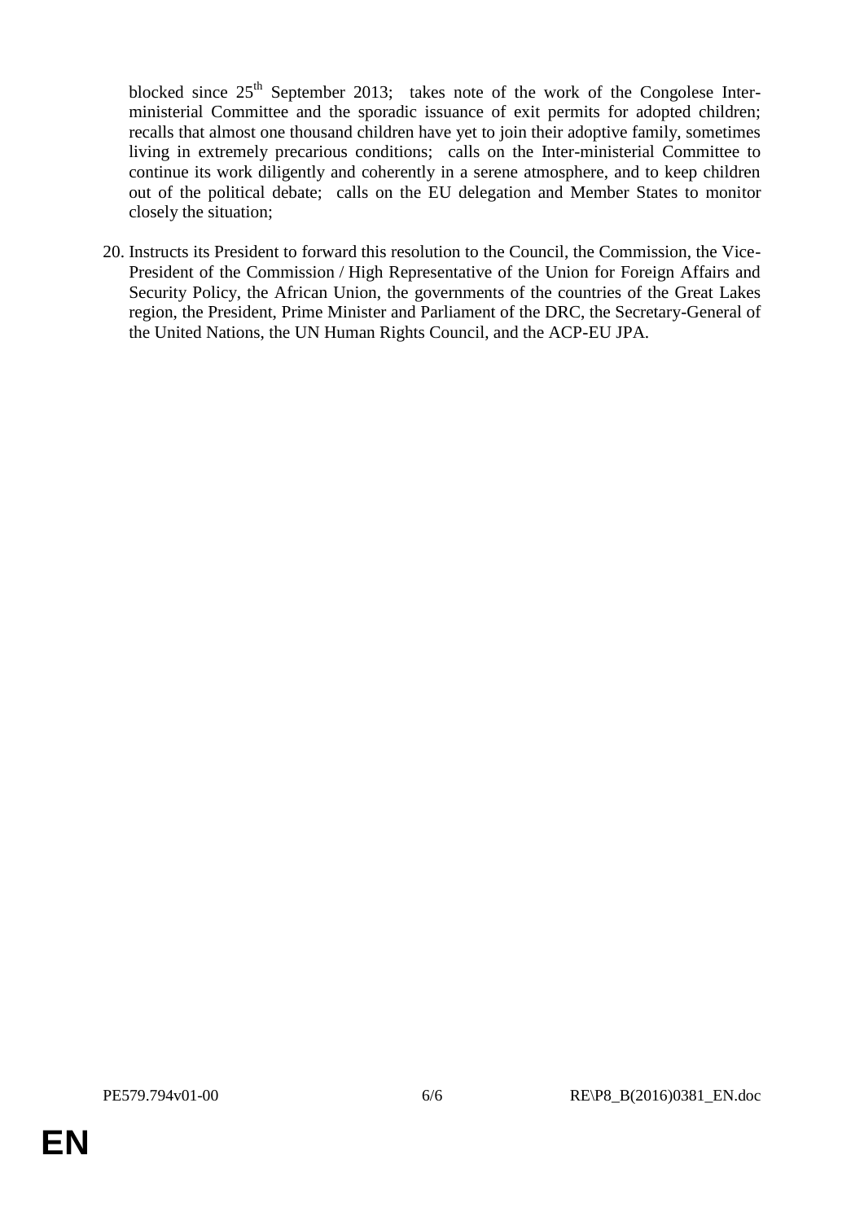blocked since 25th September 2013; takes note of the work of the Congolese Inter-ministerial Committee and the sporadic issuance of exit permits for adopted children; recalls that almost one thousand children have yet to join their adoptive family, sometimes living in extremely precarious conditions; calls on the Inter-ministerial Committee to continue its work diligently and coherently in a serene atmosphere, and to keep children out of the political debate; calls on the EU delegation and Member States to monitor closely the situation;

20. Instructs its President to forward this resolution to the Council, the Commission, the Vice-President of the Commission / High Representative of the Union for Foreign Affairs and Security Policy, the African Union, the governments of the countries of the Great Lakes region, the President, Prime Minister and Parliament of the DRC, the Secretary-General of the United Nations, the UN Human Rights Council, and the ACP-EU JPA.